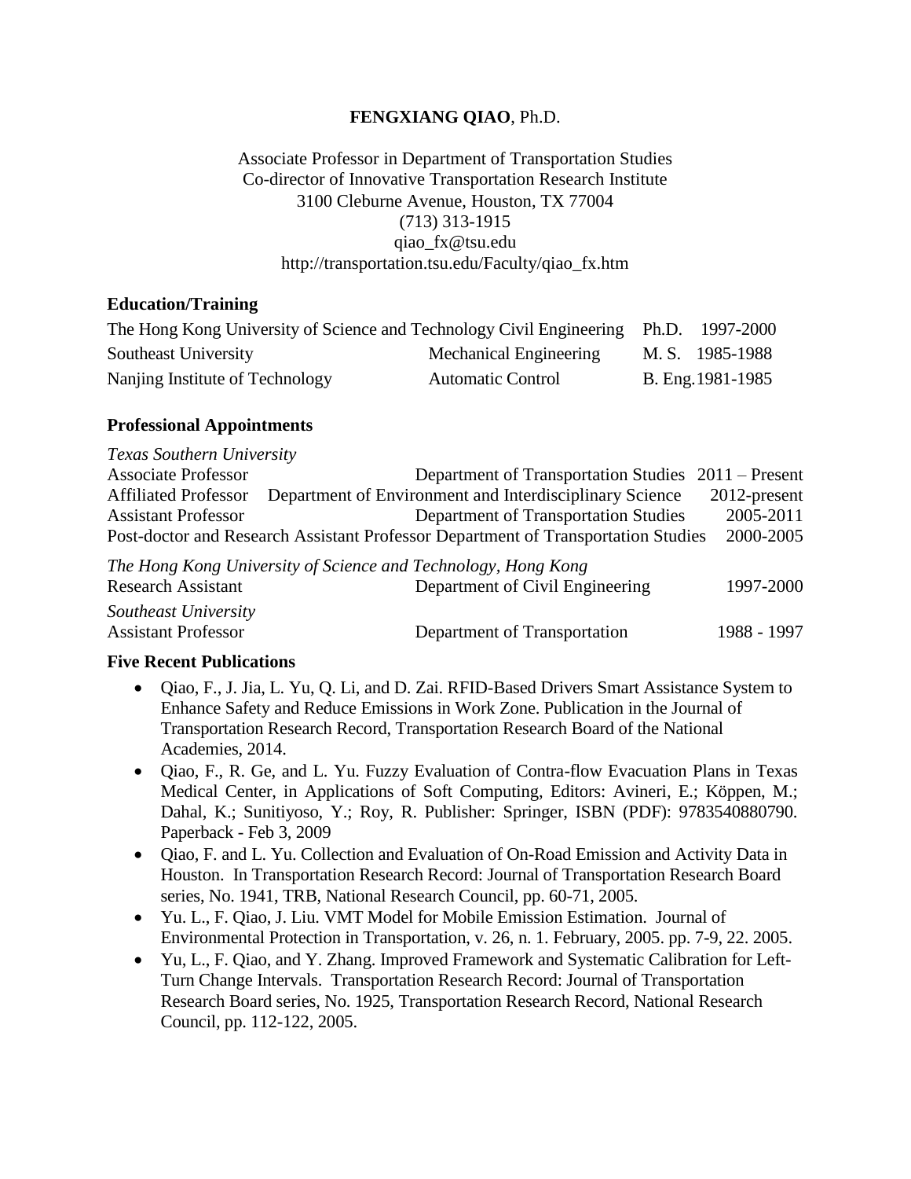**FENGXIANG QIAO**, Ph.D.

Associate Professor in Department of Transportation Studies
Co-director of Innovative Transportation Research Institute
3100 Cleburne Avenue, Houston, TX 77004
(713) 313-1915
qiao_fx@tsu.edu
http://transportation.tsu.edu/Faculty/qiao_fx.htm

### Education/Training

| | | | |
|---|---|---|---|
| The Hong Kong University of Science and Technology | Civil Engineering | Ph.D. | 1997-2000 |
| Southeast University | Mechanical Engineering | M. S. | 1985-1988 |
| Nanjing Institute of Technology | Automatic Control | B. Eng. | 1981-1985 |

### Professional Appointments

*Texas Southern University*

| | | |
|---|---|---|
| Associate Professor | Department of Transportation Studies | 2011 – Present |
| Affiliated Professor | Department of Environment and Interdisciplinary Science | 2012-present |
| Assistant Professor | Department of Transportation Studies | 2005-2011 |
| Post-doctor and Research Assistant Professor | Department of Transportation Studies | 2000-2005 |

*The Hong Kong University of Science and Technology, Hong Kong*

| | | |
|---|---|---|
| Research Assistant | Department of Civil Engineering | 1997-2000 |

*Southeast University*

| | | |
|---|---|---|
| Assistant Professor | Department of Transportation | 1988 - 1997 |

### Five Recent Publications

- Qiao, F., J. Jia, L. Yu, Q. Li, and D. Zai. RFID-Based Drivers Smart Assistance System to Enhance Safety and Reduce Emissions in Work Zone. Publication in the Journal of Transportation Research Record, Transportation Research Board of the National Academies, 2014.
- Qiao, F., R. Ge, and L. Yu. Fuzzy Evaluation of Contra-flow Evacuation Plans in Texas Medical Center, in Applications of Soft Computing, Editors: Avineri, E.; Köppen, M.; Dahal, K.; Sunitiyoso, Y.; Roy, R. Publisher: Springer, ISBN (PDF): 9783540880790. Paperback - Feb 3, 2009
- Qiao, F. and L. Yu. Collection and Evaluation of On-Road Emission and Activity Data in Houston. In Transportation Research Record: Journal of Transportation Research Board series, No. 1941, TRB, National Research Council, pp. 60-71, 2005.
- Yu. L., F. Qiao, J. Liu. VMT Model for Mobile Emission Estimation. Journal of Environmental Protection in Transportation, v. 26, n. 1. February, 2005. pp. 7-9, 22. 2005.
- Yu, L., F. Qiao, and Y. Zhang. Improved Framework and Systematic Calibration for Left-Turn Change Intervals. Transportation Research Record: Journal of Transportation Research Board series, No. 1925, Transportation Research Record, National Research Council, pp. 112-122, 2005.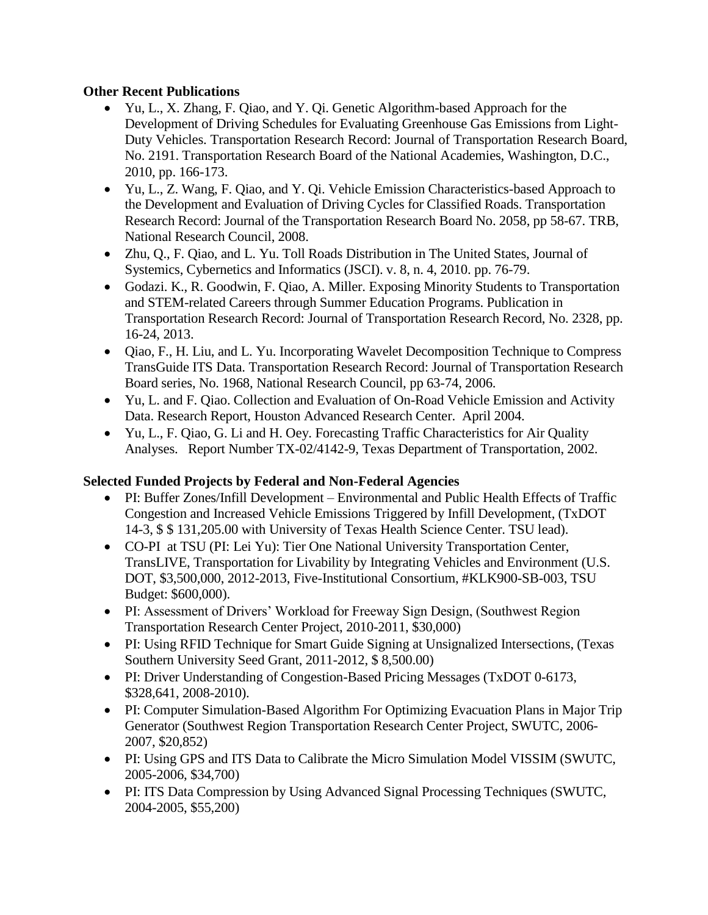**Other Recent Publications**

- Yu, L., X. Zhang, F. Qiao, and Y. Qi. Genetic Algorithm-based Approach for the Development of Driving Schedules for Evaluating Greenhouse Gas Emissions from Light-Duty Vehicles. Transportation Research Record: Journal of Transportation Research Board, No. 2191. Transportation Research Board of the National Academies, Washington, D.C., 2010, pp. 166-173.
- Yu, L., Z. Wang, F. Qiao, and Y. Qi. Vehicle Emission Characteristics-based Approach to the Development and Evaluation of Driving Cycles for Classified Roads. Transportation Research Record: Journal of the Transportation Research Board No. 2058, pp 58-67. TRB, National Research Council, 2008.
- Zhu, Q., F. Qiao, and L. Yu. Toll Roads Distribution in The United States, Journal of Systemics, Cybernetics and Informatics (JSCI). v. 8, n. 4, 2010. pp. 76-79.
- Godazi. K., R. Goodwin, F. Qiao, A. Miller. Exposing Minority Students to Transportation and STEM-related Careers through Summer Education Programs. Publication in Transportation Research Record: Journal of Transportation Research Record, No. 2328, pp. 16-24, 2013.
- Qiao, F., H. Liu, and L. Yu. Incorporating Wavelet Decomposition Technique to Compress TransGuide ITS Data. Transportation Research Record: Journal of Transportation Research Board series, No. 1968, National Research Council, pp 63-74, 2006.
- Yu, L. and F. Qiao. Collection and Evaluation of On-Road Vehicle Emission and Activity Data. Research Report, Houston Advanced Research Center. April 2004.
- Yu, L., F. Qiao, G. Li and H. Oey. Forecasting Traffic Characteristics for Air Quality Analyses. Report Number TX-02/4142-9, Texas Department of Transportation, 2002.

**Selected Funded Projects by Federal and Non-Federal Agencies**

- PI: Buffer Zones/Infill Development – Environmental and Public Health Effects of Traffic Congestion and Increased Vehicle Emissions Triggered by Infill Development, (TxDOT 14-3, $ $ 131,205.00 with University of Texas Health Science Center. TSU lead).
- CO-PI at TSU (PI: Lei Yu): Tier One National University Transportation Center, TransLIVE, Transportation for Livability by Integrating Vehicles and Environment (U.S. DOT, $3,500,000, 2012-2013, Five-Institutional Consortium, #KLK900-SB-003, TSU Budget: $600,000).
- PI: Assessment of Drivers' Workload for Freeway Sign Design, (Southwest Region Transportation Research Center Project, 2010-2011, $30,000)
- PI: Using RFID Technique for Smart Guide Signing at Unsignalized Intersections, (Texas Southern University Seed Grant, 2011-2012, $ 8,500.00)
- PI: Driver Understanding of Congestion-Based Pricing Messages (TxDOT 0-6173, $328,641, 2008-2010).
- PI: Computer Simulation-Based Algorithm For Optimizing Evacuation Plans in Major Trip Generator (Southwest Region Transportation Research Center Project, SWUTC, 2006-2007, $20,852)
- PI: Using GPS and ITS Data to Calibrate the Micro Simulation Model VISSIM (SWUTC, 2005-2006, $34,700)
- PI: ITS Data Compression by Using Advanced Signal Processing Techniques (SWUTC, 2004-2005, $55,200)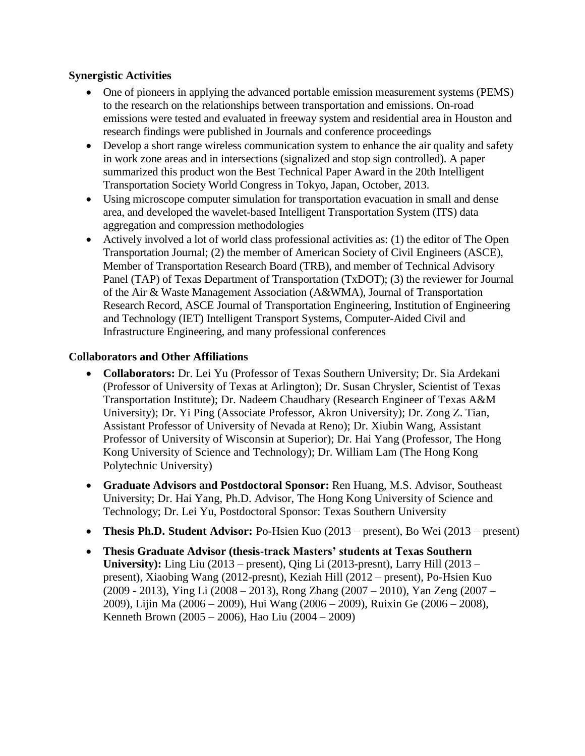**Synergistic Activities**

- One of pioneers in applying the advanced portable emission measurement systems (PEMS) to the research on the relationships between transportation and emissions. On-road emissions were tested and evaluated in freeway system and residential area in Houston and research findings were published in Journals and conference proceedings
- Develop a short range wireless communication system to enhance the air quality and safety in work zone areas and in intersections (signalized and stop sign controlled). A paper summarized this product won the Best Technical Paper Award in the 20th Intelligent Transportation Society World Congress in Tokyo, Japan, October, 2013.
- Using microscope computer simulation for transportation evacuation in small and dense area, and developed the wavelet-based Intelligent Transportation System (ITS) data aggregation and compression methodologies
- Actively involved a lot of world class professional activities as: (1) the editor of The Open Transportation Journal; (2) the member of American Society of Civil Engineers (ASCE), Member of Transportation Research Board (TRB), and member of Technical Advisory Panel (TAP) of Texas Department of Transportation (TxDOT); (3) the reviewer for Journal of the Air & Waste Management Association (A&WMA), Journal of Transportation Research Record, ASCE Journal of Transportation Engineering, Institution of Engineering and Technology (IET) Intelligent Transport Systems, Computer-Aided Civil and Infrastructure Engineering, and many professional conferences

**Collaborators and Other Affiliations**

- **Collaborators:** Dr. Lei Yu (Professor of Texas Southern University; Dr. Sia Ardekani (Professor of University of Texas at Arlington); Dr. Susan Chrysler, Scientist of Texas Transportation Institute); Dr. Nadeem Chaudhary (Research Engineer of Texas A&M University); Dr. Yi Ping (Associate Professor, Akron University); Dr. Zong Z. Tian, Assistant Professor of University of Nevada at Reno); Dr. Xiubin Wang, Assistant Professor of University of Wisconsin at Superior); Dr. Hai Yang (Professor, The Hong Kong University of Science and Technology); Dr. William Lam (The Hong Kong Polytechnic University)
- **Graduate Advisors and Postdoctoral Sponsor:** Ren Huang, M.S. Advisor, Southeast University; Dr. Hai Yang, Ph.D. Advisor, The Hong Kong University of Science and Technology; Dr. Lei Yu, Postdoctoral Sponsor: Texas Southern University
- **Thesis Ph.D. Student Advisor:** Po-Hsien Kuo (2013 – present), Bo Wei (2013 – present)
- **Thesis Graduate Advisor (thesis-track Masters' students at Texas Southern University):** Ling Liu (2013 – present), Qing Li (2013-presnt), Larry Hill (2013 – present), Xiaobing Wang (2012-presnt), Keziah Hill (2012 – present), Po-Hsien Kuo (2009 - 2013), Ying Li (2008 – 2013), Rong Zhang (2007 – 2010), Yan Zeng (2007 – 2009), Lijin Ma (2006 – 2009), Hui Wang (2006 – 2009), Ruixin Ge (2006 – 2008), Kenneth Brown (2005 – 2006), Hao Liu (2004 – 2009)